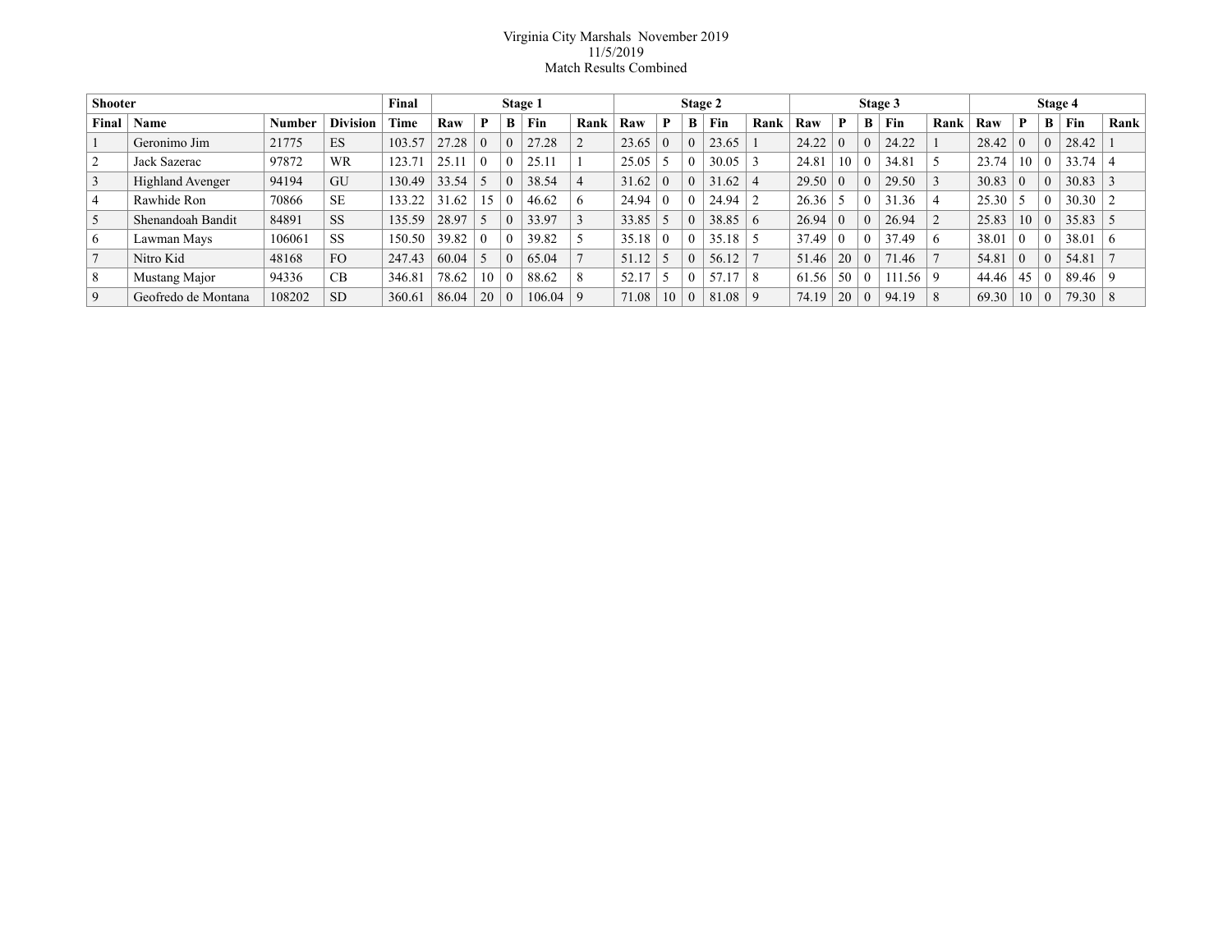Virginia City Marshals November 2019
11/5/2019
Match Results Combined

| Shooter | | | | Final | Stage 1 | | | | | Stage 2 | | | | | Stage 3 | | | | | Stage 4 | | | | |
|---|---|---|---|---|---|---|---|---|---|---|---|---|---|---|---|---|---|---|---|---|---|---|---|---|
| Final | Name | Number | Division | Time | Raw | P | B | Fin | Rank | Raw | P | B | Fin | Rank | Raw | P | B | Fin | Rank | Raw | P | B | Fin | Rank |
| 1 | Geronimo Jim | 21775 | ES | 103.57 | 27.28 | 0 | 0 | 27.28 | 2 | 23.65 | 0 | 0 | 23.65 | 1 | 24.22 | 0 | 0 | 24.22 | 1 | 28.42 | 0 | 0 | 28.42 | 1 |
| 2 | Jack Sazerac | 97872 | WR | 123.71 | 25.11 | 0 | 0 | 25.11 | 1 | 25.05 | 5 | 0 | 30.05 | 3 | 24.81 | 10 | 0 | 34.81 | 5 | 23.74 | 10 | 0 | 33.74 | 4 |
| 3 | Highland Avenger | 94194 | GU | 130.49 | 33.54 | 5 | 0 | 38.54 | 4 | 31.62 | 0 | 0 | 31.62 | 4 | 29.50 | 0 | 0 | 29.50 | 3 | 30.83 | 0 | 0 | 30.83 | 3 |
| 4 | Rawhide Ron | 70866 | SE | 133.22 | 31.62 | 15 | 0 | 46.62 | 6 | 24.94 | 0 | 0 | 24.94 | 2 | 26.36 | 5 | 0 | 31.36 | 4 | 25.30 | 5 | 0 | 30.30 | 2 |
| 5 | Shenandoah Bandit | 84891 | SS | 135.59 | 28.97 | 5 | 0 | 33.97 | 3 | 33.85 | 5 | 0 | 38.85 | 6 | 26.94 | 0 | 0 | 26.94 | 2 | 25.83 | 10 | 0 | 35.83 | 5 |
| 6 | Lawman Mays | 106061 | SS | 150.50 | 39.82 | 0 | 0 | 39.82 | 5 | 35.18 | 0 | 0 | 35.18 | 5 | 37.49 | 0 | 0 | 37.49 | 6 | 38.01 | 0 | 0 | 38.01 | 6 |
| 7 | Nitro Kid | 48168 | FO | 247.43 | 60.04 | 5 | 0 | 65.04 | 7 | 51.12 | 5 | 0 | 56.12 | 7 | 51.46 | 20 | 0 | 71.46 | 7 | 54.81 | 0 | 0 | 54.81 | 7 |
| 8 | Mustang Major | 94336 | CB | 346.81 | 78.62 | 10 | 0 | 88.62 | 8 | 52.17 | 5 | 0 | 57.17 | 8 | 61.56 | 50 | 0 | 111.56 | 9 | 44.46 | 45 | 0 | 89.46 | 9 |
| 9 | Geofredo de Montana | 108202 | SD | 360.61 | 86.04 | 20 | 0 | 106.04 | 9 | 71.08 | 10 | 0 | 81.08 | 9 | 74.19 | 20 | 0 | 94.19 | 8 | 69.30 | 10 | 0 | 79.30 | 8 |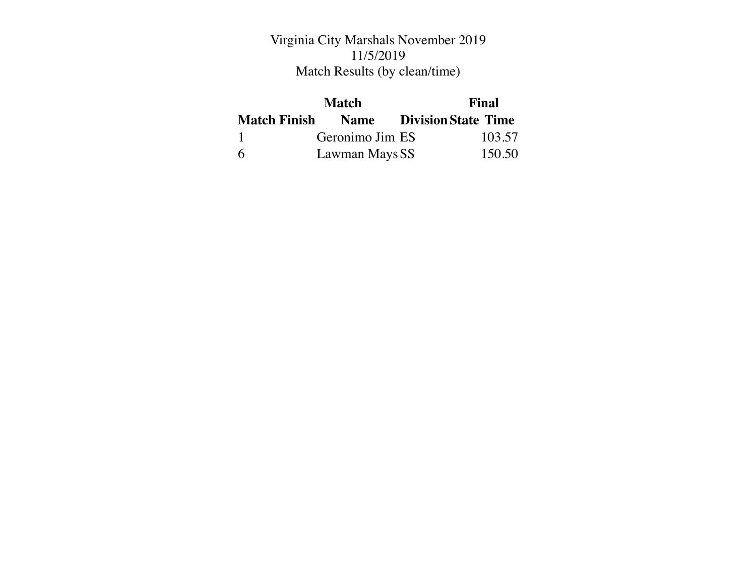Virginia City Marshals November 2019
11/5/2019
Match Results (by clean/time)

| Match Finish | Match Name | Division | State | Final Time |
|---|---|---|---|---|
| 1 | Geronimo Jim | ES | | 103.57 |
| 6 | Lawman Mays | SS | | 150.50 |